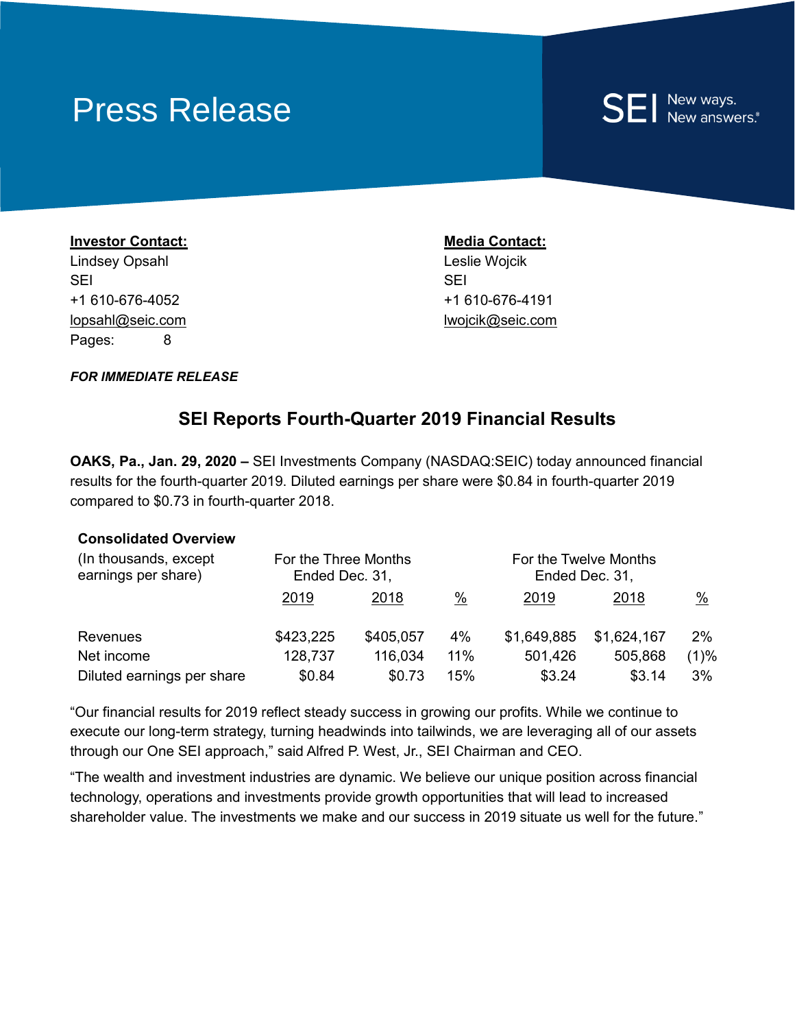# Press Release

SEI New ways. New answers.®

**Investor Contact:**
Lindsey Opsahl
SEI
+1 610-676-4052
lopsahl@seic.com
Pages: 8

**Media Contact:**
Leslie Wojcik
SEI
+1 610-676-4191
lwojcik@seic.com

***FOR IMMEDIATE RELEASE***

## SEI Reports Fourth-Quarter 2019 Financial Results

**OAKS, Pa., Jan. 29, 2020 –** SEI Investments Company (NASDAQ:SEIC) today announced financial results for the fourth-quarter 2019. Diluted earnings per share were $0.84 in fourth-quarter 2019 compared to $0.73 in fourth-quarter 2018.

**Consolidated Overview**

| (In thousands, except earnings per share) | For the Three Months Ended Dec. 31, | | | For the Twelve Months Ended Dec. 31, | | |
|---|---|---|---|---|---|---|
| | 2019 | 2018 | % | 2019 | 2018 | % |
| Revenues | $423,225 | $405,057 | 4% | $1,649,885 | $1,624,167 | 2% |
| Net income | 128,737 | 116,034 | 11% | 501,426 | 505,868 | (1)% |
| Diluted earnings per share | $0.84 | $0.73 | 15% | $3.24 | $3.14 | 3% |

"Our financial results for 2019 reflect steady success in growing our profits. While we continue to execute our long-term strategy, turning headwinds into tailwinds, we are leveraging all of our assets through our One SEI approach," said Alfred P. West, Jr., SEI Chairman and CEO.

"The wealth and investment industries are dynamic. We believe our unique position across financial technology, operations and investments provide growth opportunities that will lead to increased shareholder value. The investments we make and our success in 2019 situate us well for the future."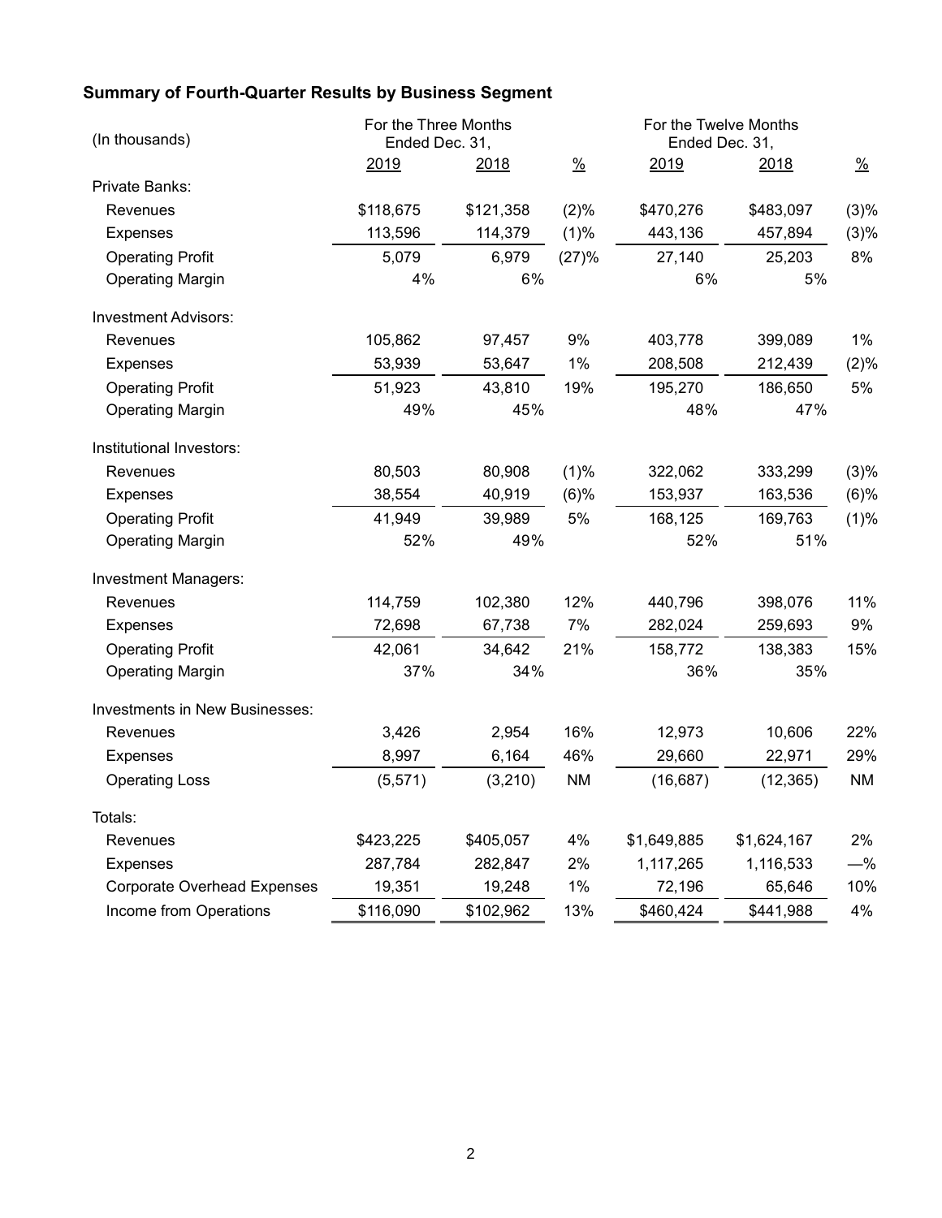## Summary of Fourth-Quarter Results by Business Segment

| (In thousands) | For the Three Months Ended Dec. 31, | | | For the Twelve Months Ended Dec. 31, | | |
|---|---|---|---|---|---|---|
| | 2019 | 2018 | % | 2019 | 2018 | % |
| Private Banks: | | | | | | |
| Revenues | $118,675 | $121,358 | (2)% | $470,276 | $483,097 | (3)% |
| Expenses | 113,596 | 114,379 | (1)% | 443,136 | 457,894 | (3)% |
| Operating Profit | 5,079 | 6,979 | (27)% | 27,140 | 25,203 | 8% |
| Operating Margin | 4% | 6% | | 6% | 5% | |
| Investment Advisors: | | | | | | |
| Revenues | 105,862 | 97,457 | 9% | 403,778 | 399,089 | 1% |
| Expenses | 53,939 | 53,647 | 1% | 208,508 | 212,439 | (2)% |
| Operating Profit | 51,923 | 43,810 | 19% | 195,270 | 186,650 | 5% |
| Operating Margin | 49% | 45% | | 48% | 47% | |
| Institutional Investors: | | | | | | |
| Revenues | 80,503 | 80,908 | (1)% | 322,062 | 333,299 | (3)% |
| Expenses | 38,554 | 40,919 | (6)% | 153,937 | 163,536 | (6)% |
| Operating Profit | 41,949 | 39,989 | 5% | 168,125 | 169,763 | (1)% |
| Operating Margin | 52% | 49% | | 52% | 51% | |
| Investment Managers: | | | | | | |
| Revenues | 114,759 | 102,380 | 12% | 440,796 | 398,076 | 11% |
| Expenses | 72,698 | 67,738 | 7% | 282,024 | 259,693 | 9% |
| Operating Profit | 42,061 | 34,642 | 21% | 158,772 | 138,383 | 15% |
| Operating Margin | 37% | 34% | | 36% | 35% | |
| Investments in New Businesses: | | | | | | |
| Revenues | 3,426 | 2,954 | 16% | 12,973 | 10,606 | 22% |
| Expenses | 8,997 | 6,164 | 46% | 29,660 | 22,971 | 29% |
| Operating Loss | (5,571) | (3,210) | NM | (16,687) | (12,365) | NM |
| Totals: | | | | | | |
| Revenues | $423,225 | $405,057 | 4% | $1,649,885 | $1,624,167 | 2% |
| Expenses | 287,784 | 282,847 | 2% | 1,117,265 | 1,116,533 | —% |
| Corporate Overhead Expenses | 19,351 | 19,248 | 1% | 72,196 | 65,646 | 10% |
| Income from Operations | $116,090 | $102,962 | 13% | $460,424 | $441,988 | 4% |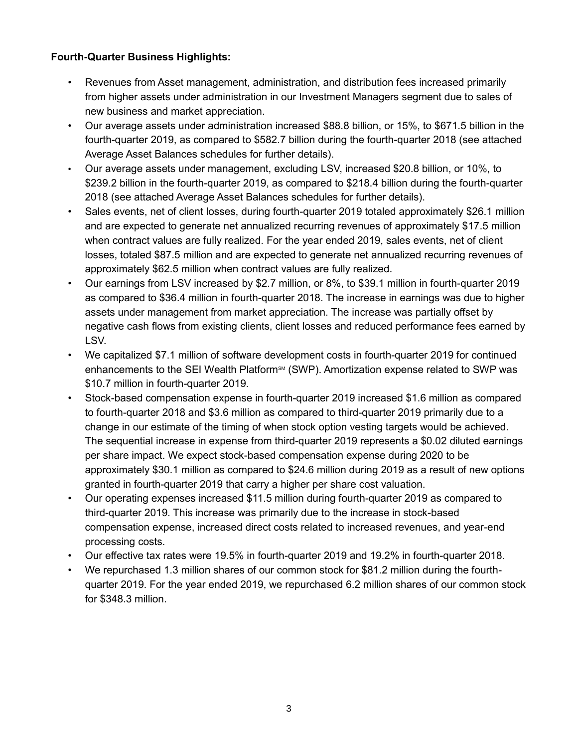**Fourth-Quarter Business Highlights:**

- Revenues from Asset management, administration, and distribution fees increased primarily from higher assets under administration in our Investment Managers segment due to sales of new business and market appreciation.
- Our average assets under administration increased \$88.8 billion, or 15%, to \$671.5 billion in the fourth-quarter 2019, as compared to \$582.7 billion during the fourth-quarter 2018 (see attached Average Asset Balances schedules for further details).
- Our average assets under management, excluding LSV, increased \$20.8 billion, or 10%, to \$239.2 billion in the fourth-quarter 2019, as compared to \$218.4 billion during the fourth-quarter 2018 (see attached Average Asset Balances schedules for further details).
- Sales events, net of client losses, during fourth-quarter 2019 totaled approximately \$26.1 million and are expected to generate net annualized recurring revenues of approximately \$17.5 million when contract values are fully realized. For the year ended 2019, sales events, net of client losses, totaled \$87.5 million and are expected to generate net annualized recurring revenues of approximately \$62.5 million when contract values are fully realized.
- Our earnings from LSV increased by \$2.7 million, or 8%, to \$39.1 million in fourth-quarter 2019 as compared to \$36.4 million in fourth-quarter 2018. The increase in earnings was due to higher assets under management from market appreciation. The increase was partially offset by negative cash flows from existing clients, client losses and reduced performance fees earned by LSV.
- We capitalized \$7.1 million of software development costs in fourth-quarter 2019 for continued enhancements to the SEI Wealth Platform℠ (SWP). Amortization expense related to SWP was \$10.7 million in fourth-quarter 2019.
- Stock-based compensation expense in fourth-quarter 2019 increased \$1.6 million as compared to fourth-quarter 2018 and \$3.6 million as compared to third-quarter 2019 primarily due to a change in our estimate of the timing of when stock option vesting targets would be achieved. The sequential increase in expense from third-quarter 2019 represents a \$0.02 diluted earnings per share impact. We expect stock-based compensation expense during 2020 to be approximately \$30.1 million as compared to \$24.6 million during 2019 as a result of new options granted in fourth-quarter 2019 that carry a higher per share cost valuation.
- Our operating expenses increased \$11.5 million during fourth-quarter 2019 as compared to third-quarter 2019. This increase was primarily due to the increase in stock-based compensation expense, increased direct costs related to increased revenues, and year-end processing costs.
- Our effective tax rates were 19.5% in fourth-quarter 2019 and 19.2% in fourth-quarter 2018.
- We repurchased 1.3 million shares of our common stock for \$81.2 million during the fourth-quarter 2019. For the year ended 2019, we repurchased 6.2 million shares of our common stock for \$348.3 million.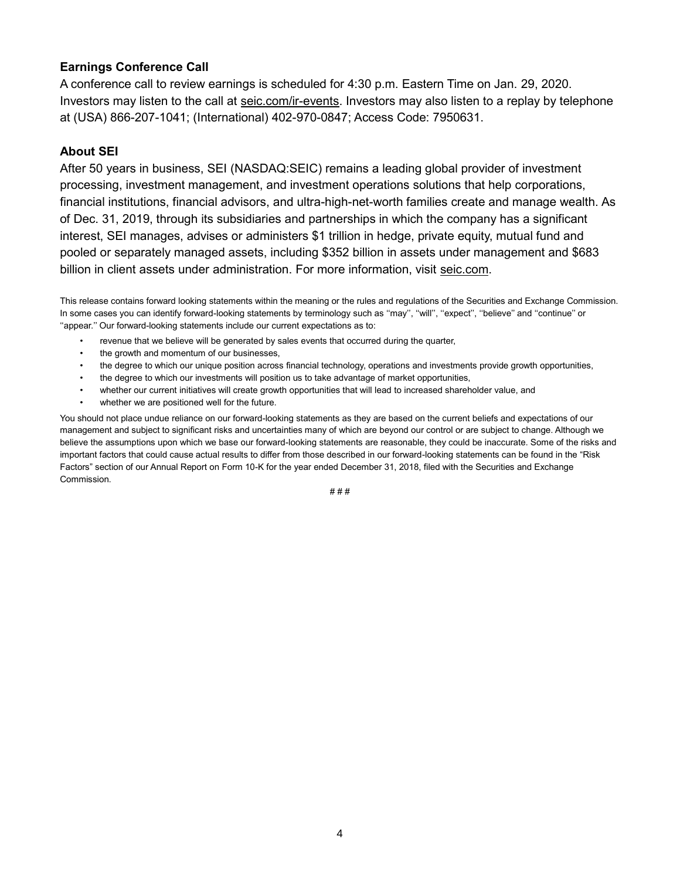## Earnings Conference Call

A conference call to review earnings is scheduled for 4:30 p.m. Eastern Time on Jan. 29, 2020. Investors may listen to the call at seic.com/ir-events. Investors may also listen to a replay by telephone at (USA) 866-207-1041; (International) 402-970-0847; Access Code: 7950631.

## About SEI

After 50 years in business, SEI (NASDAQ:SEIC) remains a leading global provider of investment processing, investment management, and investment operations solutions that help corporations, financial institutions, financial advisors, and ultra-high-net-worth families create and manage wealth. As of Dec. 31, 2019, through its subsidiaries and partnerships in which the company has a significant interest, SEI manages, advises or administers $1 trillion in hedge, private equity, mutual fund and pooled or separately managed assets, including $352 billion in assets under management and $683 billion in client assets under administration. For more information, visit seic.com.

This release contains forward looking statements within the meaning or the rules and regulations of the Securities and Exchange Commission. In some cases you can identify forward-looking statements by terminology such as ''may'', ''will'', ''expect'', ''believe'' and ''continue'' or ''appear.'' Our forward-looking statements include our current expectations as to:

- revenue that we believe will be generated by sales events that occurred during the quarter,
- the growth and momentum of our businesses,
- the degree to which our unique position across financial technology, operations and investments provide growth opportunities,
- the degree to which our investments will position us to take advantage of market opportunities,
- whether our current initiatives will create growth opportunities that will lead to increased shareholder value, and
- whether we are positioned well for the future.

You should not place undue reliance on our forward-looking statements as they are based on the current beliefs and expectations of our management and subject to significant risks and uncertainties many of which are beyond our control or are subject to change. Although we believe the assumptions upon which we base our forward-looking statements are reasonable, they could be inaccurate. Some of the risks and important factors that could cause actual results to differ from those described in our forward-looking statements can be found in the "Risk Factors" section of our Annual Report on Form 10-K for the year ended December 31, 2018, filed with the Securities and Exchange Commission.

# # #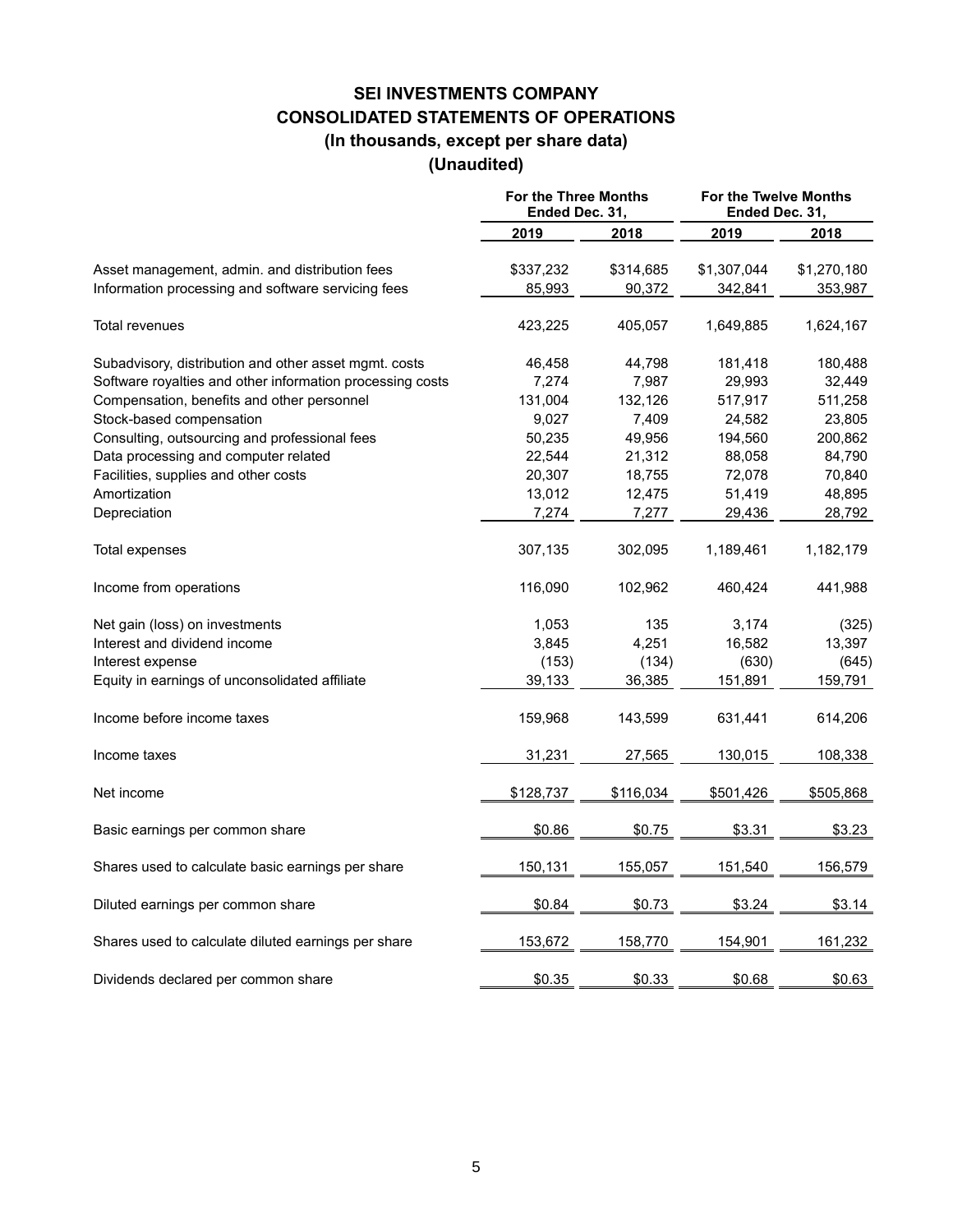# SEI INVESTMENTS COMPANY
## CONSOLIDATED STATEMENTS OF OPERATIONS
### (In thousands, except per share data)
### (Unaudited)

| | For the Three Months Ended Dec. 31, | | For the Twelve Months Ended Dec. 31, | |
|---|---|---|---|---|
| | 2019 | 2018 | 2019 | 2018 |
| Asset management, admin. and distribution fees | $337,232 | $314,685 | $1,307,044 | $1,270,180 |
| Information processing and software servicing fees | 85,993 | 90,372 | 342,841 | 353,987 |
| Total revenues | 423,225 | 405,057 | 1,649,885 | 1,624,167 |
| Subadvisory, distribution and other asset mgmt. costs | 46,458 | 44,798 | 181,418 | 180,488 |
| Software royalties and other information processing costs | 7,274 | 7,987 | 29,993 | 32,449 |
| Compensation, benefits and other personnel | 131,004 | 132,126 | 517,917 | 511,258 |
| Stock-based compensation | 9,027 | 7,409 | 24,582 | 23,805 |
| Consulting, outsourcing and professional fees | 50,235 | 49,956 | 194,560 | 200,862 |
| Data processing and computer related | 22,544 | 21,312 | 88,058 | 84,790 |
| Facilities, supplies and other costs | 20,307 | 18,755 | 72,078 | 70,840 |
| Amortization | 13,012 | 12,475 | 51,419 | 48,895 |
| Depreciation | 7,274 | 7,277 | 29,436 | 28,792 |
| Total expenses | 307,135 | 302,095 | 1,189,461 | 1,182,179 |
| Income from operations | 116,090 | 102,962 | 460,424 | 441,988 |
| Net gain (loss) on investments | 1,053 | 135 | 3,174 | (325) |
| Interest and dividend income | 3,845 | 4,251 | 16,582 | 13,397 |
| Interest expense | (153) | (134) | (630) | (645) |
| Equity in earnings of unconsolidated affiliate | 39,133 | 36,385 | 151,891 | 159,791 |
| Income before income taxes | 159,968 | 143,599 | 631,441 | 614,206 |
| Income taxes | 31,231 | 27,565 | 130,015 | 108,338 |
| Net income | $128,737 | $116,034 | $501,426 | $505,868 |
| Basic earnings per common share | $0.86 | $0.75 | $3.31 | $3.23 |
| Shares used to calculate basic earnings per share | 150,131 | 155,057 | 151,540 | 156,579 |
| Diluted earnings per common share | $0.84 | $0.73 | $3.24 | $3.14 |
| Shares used to calculate diluted earnings per share | 153,672 | 158,770 | 154,901 | 161,232 |
| Dividends declared per common share | $0.35 | $0.33 | $0.68 | $0.63 |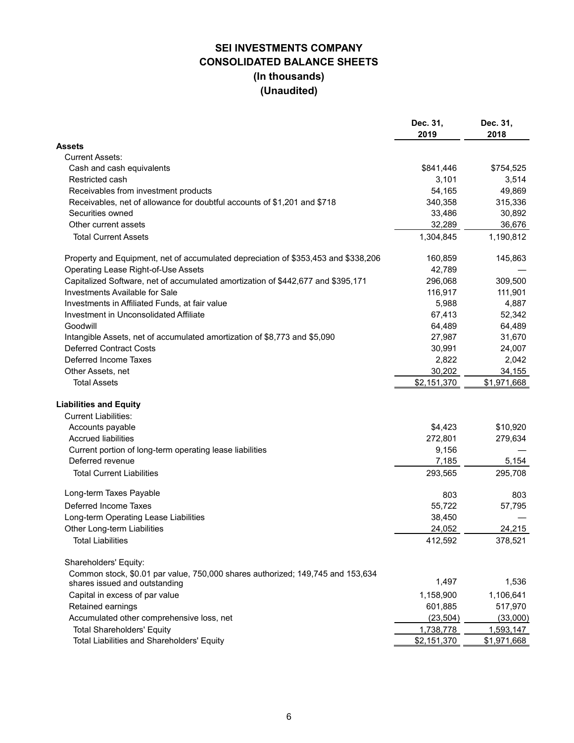# SEI INVESTMENTS COMPANY
## CONSOLIDATED BALANCE SHEETS
### (In thousands)
### (Unaudited)

| | Dec. 31, 2019 | Dec. 31, 2018 |
|---|---|---|
| **Assets** | | |
| Current Assets: | | |
| Cash and cash equivalents | $841,446 | $754,525 |
| Restricted cash | 3,101 | 3,514 |
| Receivables from investment products | 54,165 | 49,869 |
| Receivables, net of allowance for doubtful accounts of $1,201 and $718 | 340,358 | 315,336 |
| Securities owned | 33,486 | 30,892 |
| Other current assets | 32,289 | 36,676 |
| Total Current Assets | 1,304,845 | 1,190,812 |
| Property and Equipment, net of accumulated depreciation of $353,453 and $338,206 | 160,859 | 145,863 |
| Operating Lease Right-of-Use Assets | 42,789 | — |
| Capitalized Software, net of accumulated amortization of $442,677 and $395,171 | 296,068 | 309,500 |
| Investments Available for Sale | 116,917 | 111,901 |
| Investments in Affiliated Funds, at fair value | 5,988 | 4,887 |
| Investment in Unconsolidated Affiliate | 67,413 | 52,342 |
| Goodwill | 64,489 | 64,489 |
| Intangible Assets, net of accumulated amortization of $8,773 and $5,090 | 27,987 | 31,670 |
| Deferred Contract Costs | 30,991 | 24,007 |
| Deferred Income Taxes | 2,822 | 2,042 |
| Other Assets, net | 30,202 | 34,155 |
| Total Assets | $2,151,370 | $1,971,668 |
| **Liabilities and Equity** | | |
| Current Liabilities: | | |
| Accounts payable | $4,423 | $10,920 |
| Accrued liabilities | 272,801 | 279,634 |
| Current portion of long-term operating lease liabilities | 9,156 | — |
| Deferred revenue | 7,185 | 5,154 |
| Total Current Liabilities | 293,565 | 295,708 |
| Long-term Taxes Payable | 803 | 803 |
| Deferred Income Taxes | 55,722 | 57,795 |
| Long-term Operating Lease Liabilities | 38,450 | — |
| Other Long-term Liabilities | 24,052 | 24,215 |
| Total Liabilities | 412,592 | 378,521 |
| Shareholders' Equity: | | |
| Common stock, $0.01 par value, 750,000 shares authorized; 149,745 and 153,634 shares issued and outstanding | 1,497 | 1,536 |
| Capital in excess of par value | 1,158,900 | 1,106,641 |
| Retained earnings | 601,885 | 517,970 |
| Accumulated other comprehensive loss, net | (23,504) | (33,000) |
| Total Shareholders' Equity | 1,738,778 | 1,593,147 |
| Total Liabilities and Shareholders' Equity | $2,151,370 | $1,971,668 |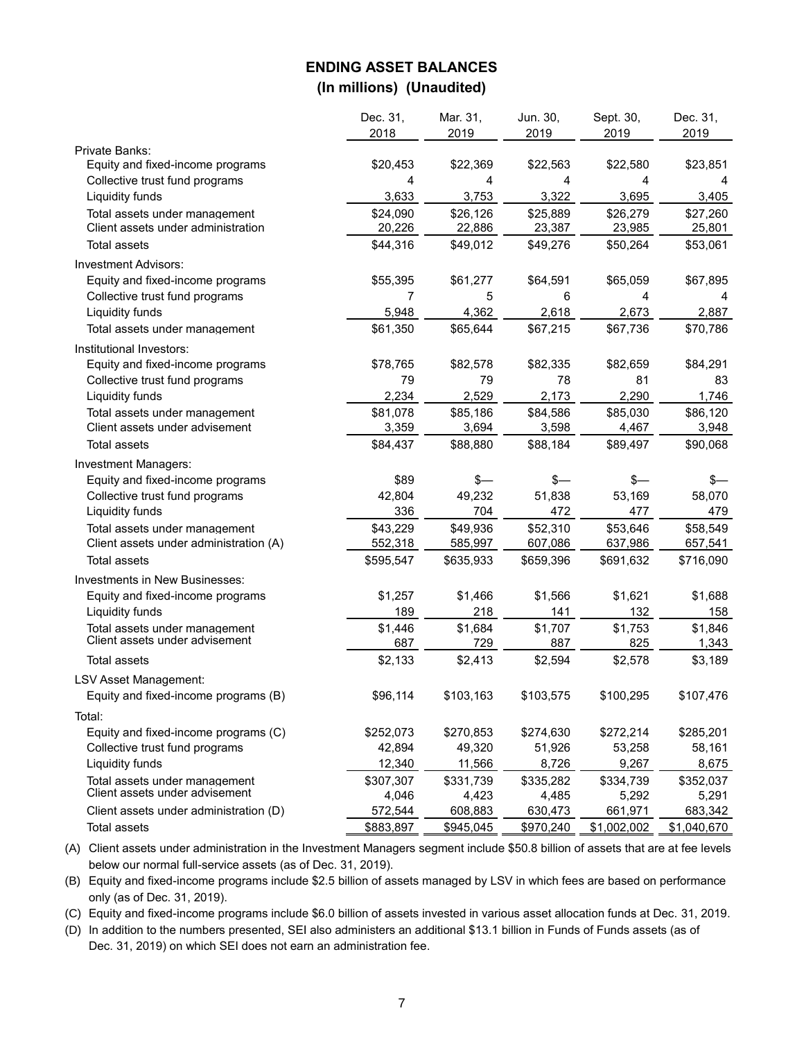## ENDING ASSET BALANCES

**(In millions) (Unaudited)**

| | Dec. 31, 2018 | Mar. 31, 2019 | Jun. 30, 2019 | Sept. 30, 2019 | Dec. 31, 2019 |
|---|---|---|---|---|---|
| Private Banks: | | | | | |
| Equity and fixed-income programs | $20,453 | $22,369 | $22,563 | $22,580 | $23,851 |
| Collective trust fund programs | 4 | 4 | 4 | 4 | 4 |
| Liquidity funds | 3,633 | 3,753 | 3,322 | 3,695 | 3,405 |
| Total assets under management | $24,090 | $26,126 | $25,889 | $26,279 | $27,260 |
| Client assets under administration | 20,226 | 22,886 | 23,387 | 23,985 | 25,801 |
| Total assets | $44,316 | $49,012 | $49,276 | $50,264 | $53,061 |
| Investment Advisors: | | | | | |
| Equity and fixed-income programs | $55,395 | $61,277 | $64,591 | $65,059 | $67,895 |
| Collective trust fund programs | 7 | 5 | 6 | 4 | 4 |
| Liquidity funds | 5,948 | 4,362 | 2,618 | 2,673 | 2,887 |
| Total assets under management | $61,350 | $65,644 | $67,215 | $67,736 | $70,786 |
| Institutional Investors: | | | | | |
| Equity and fixed-income programs | $78,765 | $82,578 | $82,335 | $82,659 | $84,291 |
| Collective trust fund programs | 79 | 79 | 78 | 81 | 83 |
| Liquidity funds | 2,234 | 2,529 | 2,173 | 2,290 | 1,746 |
| Total assets under management | $81,078 | $85,186 | $84,586 | $85,030 | $86,120 |
| Client assets under advisement | 3,359 | 3,694 | 3,598 | 4,467 | 3,948 |
| Total assets | $84,437 | $88,880 | $88,184 | $89,497 | $90,068 |
| Investment Managers: | | | | | |
| Equity and fixed-income programs | $89 | $— | $— | $— | $— |
| Collective trust fund programs | 42,804 | 49,232 | 51,838 | 53,169 | 58,070 |
| Liquidity funds | 336 | 704 | 472 | 477 | 479 |
| Total assets under management | $43,229 | $49,936 | $52,310 | $53,646 | $58,549 |
| Client assets under administration (A) | 552,318 | 585,997 | 607,086 | 637,986 | 657,541 |
| Total assets | $595,547 | $635,933 | $659,396 | $691,632 | $716,090 |
| Investments in New Businesses: | | | | | |
| Equity and fixed-income programs | $1,257 | $1,466 | $1,566 | $1,621 | $1,688 |
| Liquidity funds | 189 | 218 | 141 | 132 | 158 |
| Total assets under management | $1,446 | $1,684 | $1,707 | $1,753 | $1,846 |
| Client assets under advisement | 687 | 729 | 887 | 825 | 1,343 |
| Total assets | $2,133 | $2,413 | $2,594 | $2,578 | $3,189 |
| LSV Asset Management: | | | | | |
| Equity and fixed-income programs (B) | $96,114 | $103,163 | $103,575 | $100,295 | $107,476 |
| Total: | | | | | |
| Equity and fixed-income programs (C) | $252,073 | $270,853 | $274,630 | $272,214 | $285,201 |
| Collective trust fund programs | 42,894 | 49,320 | 51,926 | 53,258 | 58,161 |
| Liquidity funds | 12,340 | 11,566 | 8,726 | 9,267 | 8,675 |
| Total assets under management | $307,307 | $331,739 | $335,282 | $334,739 | $352,037 |
| Client assets under advisement | 4,046 | 4,423 | 4,485 | 5,292 | 5,291 |
| Client assets under administration (D) | 572,544 | 608,883 | 630,473 | 661,971 | 683,342 |
| Total assets | $883,897 | $945,045 | $970,240 | $1,002,002 | $1,040,670 |

(A) Client assets under administration in the Investment Managers segment include $50.8 billion of assets that are at fee levels below our normal full-service assets (as of Dec. 31, 2019).

(B) Equity and fixed-income programs include $2.5 billion of assets managed by LSV in which fees are based on performance only (as of Dec. 31, 2019).

(C) Equity and fixed-income programs include $6.0 billion of assets invested in various asset allocation funds at Dec. 31, 2019.

(D) In addition to the numbers presented, SEI also administers an additional $13.1 billion in Funds of Funds assets (as of Dec. 31, 2019) on which SEI does not earn an administration fee.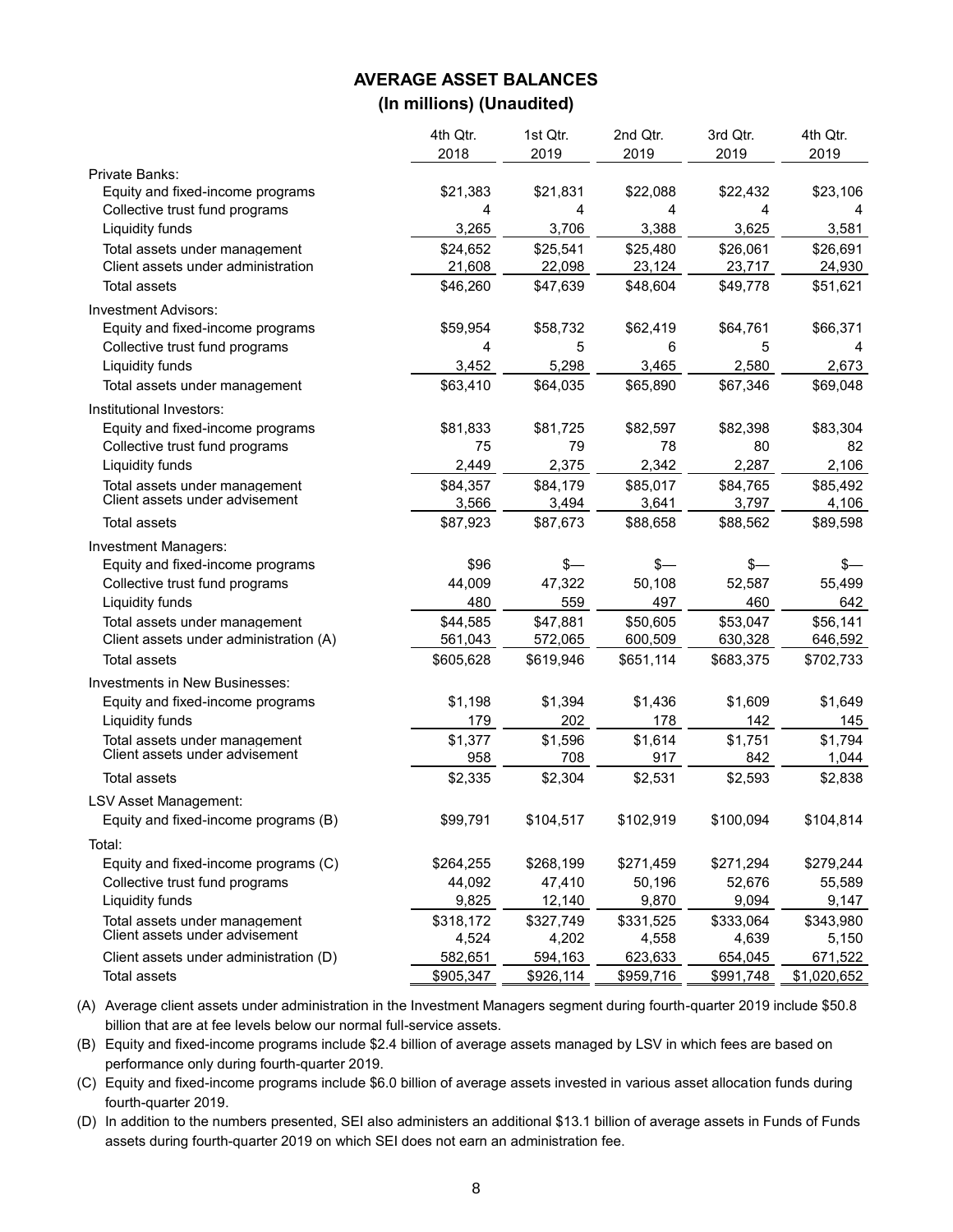# AVERAGE ASSET BALANCES

## (In millions) (Unaudited)

| | 4th Qtr. 2018 | 1st Qtr. 2019 | 2nd Qtr. 2019 | 3rd Qtr. 2019 | 4th Qtr. 2019 |
|---|---|---|---|---|---|
| Private Banks: | | | | | |
| Equity and fixed-income programs | $21,383 | $21,831 | $22,088 | $22,432 | $23,106 |
| Collective trust fund programs | 4 | 4 | 4 | 4 | 4 |
| Liquidity funds | 3,265 | 3,706 | 3,388 | 3,625 | 3,581 |
| Total assets under management | $24,652 | $25,541 | $25,480 | $26,061 | $26,691 |
| Client assets under administration | 21,608 | 22,098 | 23,124 | 23,717 | 24,930 |
| Total assets | $46,260 | $47,639 | $48,604 | $49,778 | $51,621 |
| Investment Advisors: | | | | | |
| Equity and fixed-income programs | $59,954 | $58,732 | $62,419 | $64,761 | $66,371 |
| Collective trust fund programs | 4 | 5 | 6 | 5 | 4 |
| Liquidity funds | 3,452 | 5,298 | 3,465 | 2,580 | 2,673 |
| Total assets under management | $63,410 | $64,035 | $65,890 | $67,346 | $69,048 |
| Institutional Investors: | | | | | |
| Equity and fixed-income programs | $81,833 | $81,725 | $82,597 | $82,398 | $83,304 |
| Collective trust fund programs | 75 | 79 | 78 | 80 | 82 |
| Liquidity funds | 2,449 | 2,375 | 2,342 | 2,287 | 2,106 |
| Total assets under management | $84,357 | $84,179 | $85,017 | $84,765 | $85,492 |
| Client assets under advisement | 3,566 | 3,494 | 3,641 | 3,797 | 4,106 |
| Total assets | $87,923 | $87,673 | $88,658 | $88,562 | $89,598 |
| Investment Managers: | | | | | |
| Equity and fixed-income programs | $96 | $— | $— | $— | $— |
| Collective trust fund programs | 44,009 | 47,322 | 50,108 | 52,587 | 55,499 |
| Liquidity funds | 480 | 559 | 497 | 460 | 642 |
| Total assets under management | $44,585 | $47,881 | $50,605 | $53,047 | $56,141 |
| Client assets under administration (A) | 561,043 | 572,065 | 600,509 | 630,328 | 646,592 |
| Total assets | $605,628 | $619,946 | $651,114 | $683,375 | $702,733 |
| Investments in New Businesses: | | | | | |
| Equity and fixed-income programs | $1,198 | $1,394 | $1,436 | $1,609 | $1,649 |
| Liquidity funds | 179 | 202 | 178 | 142 | 145 |
| Total assets under management | $1,377 | $1,596 | $1,614 | $1,751 | $1,794 |
| Client assets under advisement | 958 | 708 | 917 | 842 | 1,044 |
| Total assets | $2,335 | $2,304 | $2,531 | $2,593 | $2,838 |
| LSV Asset Management: | | | | | |
| Equity and fixed-income programs (B) | $99,791 | $104,517 | $102,919 | $100,094 | $104,814 |
| Total: | | | | | |
| Equity and fixed-income programs (C) | $264,255 | $268,199 | $271,459 | $271,294 | $279,244 |
| Collective trust fund programs | 44,092 | 47,410 | 50,196 | 52,676 | 55,589 |
| Liquidity funds | 9,825 | 12,140 | 9,870 | 9,094 | 9,147 |
| Total assets under management | $318,172 | $327,749 | $331,525 | $333,064 | $343,980 |
| Client assets under advisement | 4,524 | 4,202 | 4,558 | 4,639 | 5,150 |
| Client assets under administration (D) | 582,651 | 594,163 | 623,633 | 654,045 | 671,522 |
| Total assets | $905,347 | $926,114 | $959,716 | $991,748 | $1,020,652 |

(A) Average client assets under administration in the Investment Managers segment during fourth-quarter 2019 include $50.8 billion that are at fee levels below our normal full-service assets.

(B) Equity and fixed-income programs include $2.4 billion of average assets managed by LSV in which fees are based on performance only during fourth-quarter 2019.

(C) Equity and fixed-income programs include $6.0 billion of average assets invested in various asset allocation funds during fourth-quarter 2019.

(D) In addition to the numbers presented, SEI also administers an additional $13.1 billion of average assets in Funds of Funds assets during fourth-quarter 2019 on which SEI does not earn an administration fee.